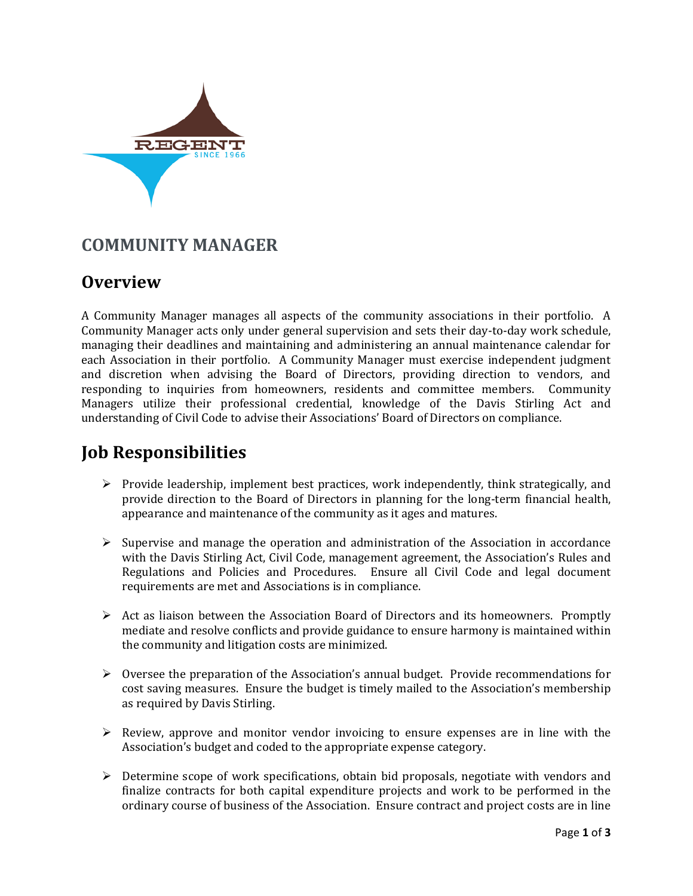REGENT

SINCE 1966

# COMMUNITY MANAGER

## Overview

A Community Manager manages all aspects of the community associations in their portfolio. A Community Manager acts only under general supervision and sets their day-to-day work schedule, managing their deadlines and maintaining and administering an annual maintenance calendar for each Association in their portfolio. A Community Manager must exercise independent judgment and discretion when advising the Board of Directors, providing direction to vendors, and responding to inquiries from homeowners, residents and committee members. Community Managers utilize their professional credential, knowledge of the Davis Stirling Act and understanding of Civil Code to advise their Associations' Board of Directors on compliance.

## Job Responsibilities

- Provide leadership, implement best practices, work independently, think strategically, and provide direction to the Board of Directors in planning for the long-term financial health, appearance and maintenance of the community as it ages and matures.

- Supervise and manage the operation and administration of the Association in accordance with the Davis Stirling Act, Civil Code, management agreement, the Association's Rules and Regulations and Policies and Procedures. Ensure all Civil Code and legal document requirements are met and Associations is in compliance.

- Act as liaison between the Association Board of Directors and its homeowners. Promptly mediate and resolve conflicts and provide guidance to ensure harmony is maintained within the community and litigation costs are minimized.

- Oversee the preparation of the Association's annual budget. Provide recommendations for cost saving measures. Ensure the budget is timely mailed to the Association's membership as required by Davis Stirling.

- Review, approve and monitor vendor invoicing to ensure expenses are in line with the Association's budget and coded to the appropriate expense category.

- Determine scope of work specifications, obtain bid proposals, negotiate with vendors and finalize contracts for both capital expenditure projects and work to be performed in the ordinary course of business of the Association. Ensure contract and project costs are in line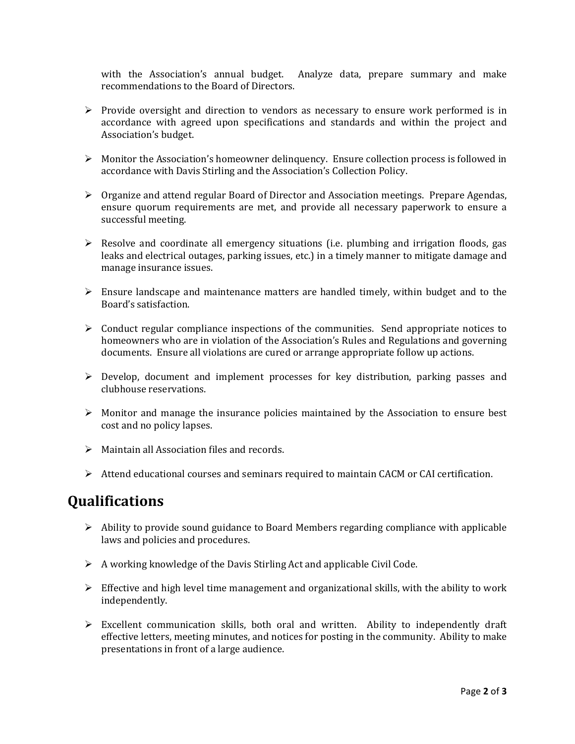with the Association's annual budget. Analyze data, prepare summary and make recommendations to the Board of Directors.

- Provide oversight and direction to vendors as necessary to ensure work performed is in accordance with agreed upon specifications and standards and within the project and Association's budget.

- Monitor the Association's homeowner delinquency. Ensure collection process is followed in accordance with Davis Stirling and the Association's Collection Policy.

- Organize and attend regular Board of Director and Association meetings. Prepare Agendas, ensure quorum requirements are met, and provide all necessary paperwork to ensure a successful meeting.

- Resolve and coordinate all emergency situations (i.e. plumbing and irrigation floods, gas leaks and electrical outages, parking issues, etc.) in a timely manner to mitigate damage and manage insurance issues.

- Ensure landscape and maintenance matters are handled timely, within budget and to the Board's satisfaction.

- Conduct regular compliance inspections of the communities. Send appropriate notices to homeowners who are in violation of the Association's Rules and Regulations and governing documents. Ensure all violations are cured or arrange appropriate follow up actions.

- Develop, document and implement processes for key distribution, parking passes and clubhouse reservations.

- Monitor and manage the insurance policies maintained by the Association to ensure best cost and no policy lapses.

- Maintain all Association files and records.

- Attend educational courses and seminars required to maintain CACM or CAI certification.

## Qualifications

- Ability to provide sound guidance to Board Members regarding compliance with applicable laws and policies and procedures.

- A working knowledge of the Davis Stirling Act and applicable Civil Code.

- Effective and high level time management and organizational skills, with the ability to work independently.

- Excellent communication skills, both oral and written. Ability to independently draft effective letters, meeting minutes, and notices for posting in the community. Ability to make presentations in front of a large audience.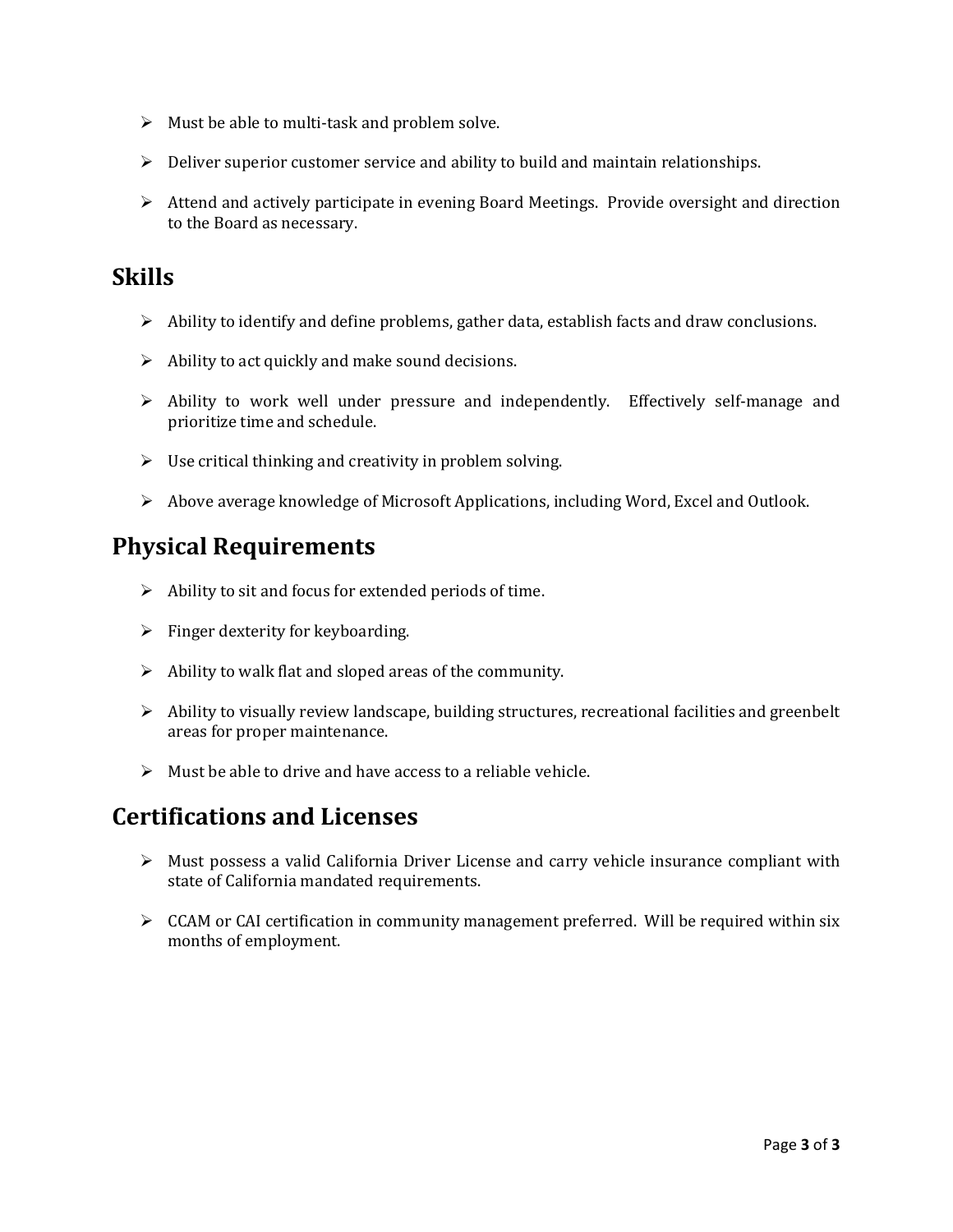- Must be able to multi-task and problem solve.
- Deliver superior customer service and ability to build and maintain relationships.
- Attend and actively participate in evening Board Meetings. Provide oversight and direction to the Board as necessary.

## Skills

- Ability to identify and define problems, gather data, establish facts and draw conclusions.
- Ability to act quickly and make sound decisions.
- Ability to work well under pressure and independently. Effectively self-manage and prioritize time and schedule.
- Use critical thinking and creativity in problem solving.
- Above average knowledge of Microsoft Applications, including Word, Excel and Outlook.

## Physical Requirements

- Ability to sit and focus for extended periods of time.
- Finger dexterity for keyboarding.
- Ability to walk flat and sloped areas of the community.
- Ability to visually review landscape, building structures, recreational facilities and greenbelt areas for proper maintenance.
- Must be able to drive and have access to a reliable vehicle.

## Certifications and Licenses

- Must possess a valid California Driver License and carry vehicle insurance compliant with state of California mandated requirements.
- CCAM or CAI certification in community management preferred. Will be required within six months of employment.